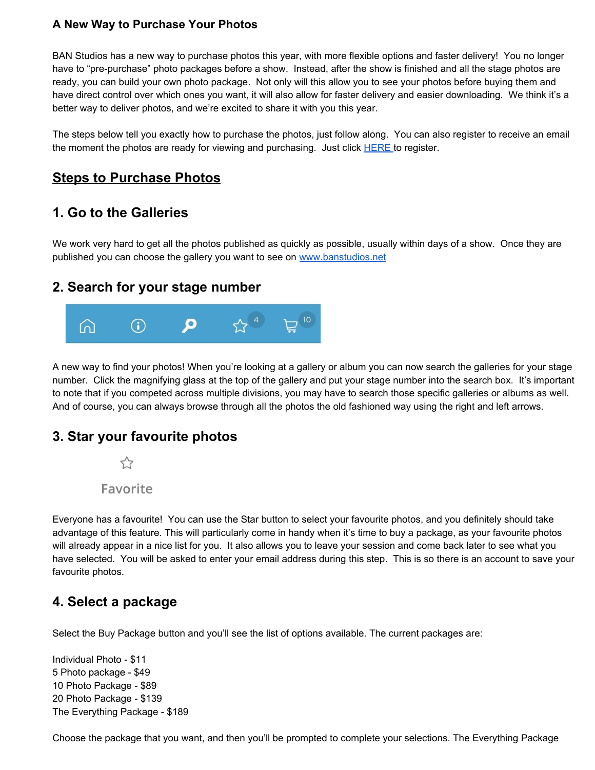### A New Way to Purchase Your Photos

BAN Studios has a new way to purchase photos this year, with more flexible options and faster delivery! You no longer have to "pre-purchase" photo packages before a show. Instead, after the show is finished and all the stage photos are ready, you can build your own photo package. Not only will this allow you to see your photos before buying them and have direct control over which ones you want, it will also allow for faster delivery and easier downloading. We think it's a better way to deliver photos, and we're excited to share it with you this year.

The steps below tell you exactly how to purchase the photos, just follow along. You can also register to receive an email the moment the photos are ready for viewing and purchasing. Just click HERE to register.

## Steps to Purchase Photos

### 1. Go to the Galleries

We work very hard to get all the photos published as quickly as possible, usually within days of a show. Once they are published you can choose the gallery you want to see on www.banstudios.net

### 2. Search for your stage number

A new way to find your photos! When you're looking at a gallery or album you can now search the galleries for your stage number. Click the magnifying glass at the top of the gallery and put your stage number into the search box. It's important to note that if you competed across multiple divisions, you may have to search those specific galleries or albums as well. And of course, you can always browse through all the photos the old fashioned way using the right and left arrows.

### 3. Star your favourite photos

Everyone has a favourite! You can use the Star button to select your favourite photos, and you definitely should take advantage of this feature. This will particularly come in handy when it's time to buy a package, as your favourite photos will already appear in a nice list for you. It also allows you to leave your session and come back later to see what you have selected. You will be asked to enter your email address during this step. This is so there is an account to save your favourite photos.

### 4. Select a package

Select the Buy Package button and you'll see the list of options available. The current packages are:

Individual Photo - $11
5 Photo package - $49
10 Photo Package - $89
20 Photo Package - $139
The Everything Package - $189

Choose the package that you want, and then you'll be prompted to complete your selections. The Everything Package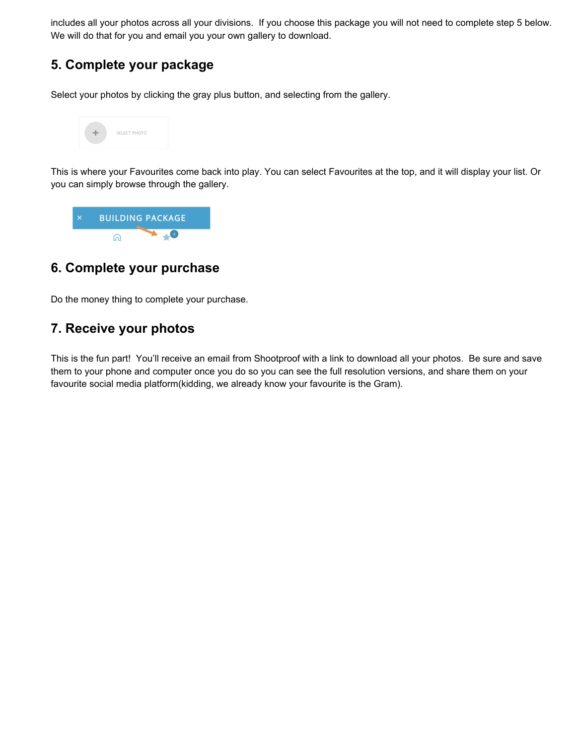includes all your photos across all your divisions.  If you choose this package you will not need to complete step 5 below. We will do that for you and email you your own gallery to download.

## 5. Complete your package

Select your photos by clicking the gray plus button, and selecting from the gallery.

This is where your Favourites come back into play. You can select Favourites at the top, and it will display your list. Or you can simply browse through the gallery.

## 6. Complete your purchase

Do the money thing to complete your purchase.

## 7. Receive your photos

This is the fun part!  You'll receive an email from Shootproof with a link to download all your photos.  Be sure and save them to your phone and computer once you do so you can see the full resolution versions, and share them on your favourite social media platform(kidding, we already know your favourite is the Gram).